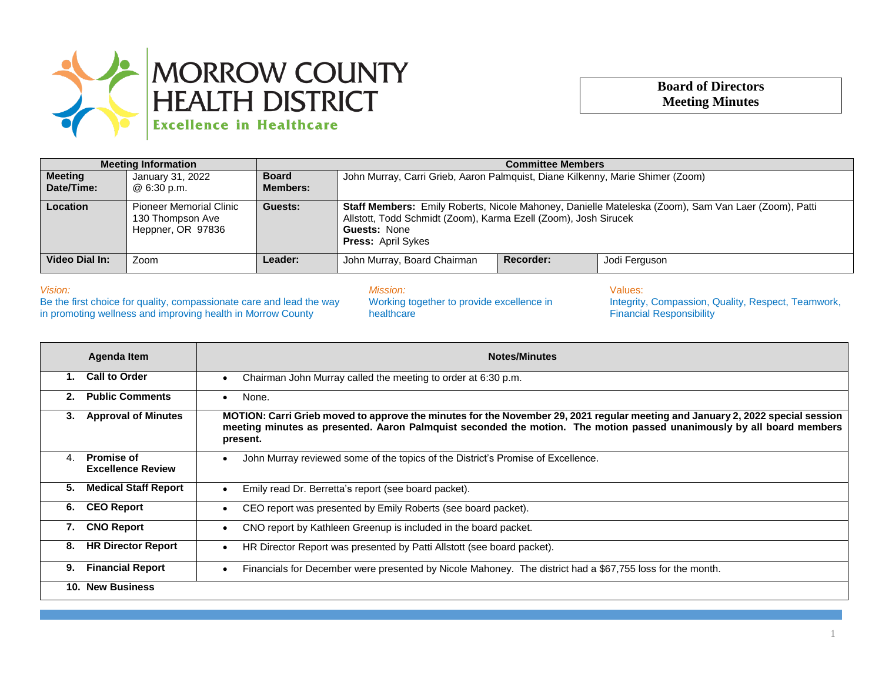# MORROW COUNTY HEALTH DISTRICT

Excellence in Healthcare

**Board of Directors Meeting Minutes**

| Meeting Information | | Committee Members | | | |
|---|---|---|---|---|---|
| **Meeting Date/Time:** | January 31, 2022 @ 6:30 p.m. | **Board Members:** | John Murray, Carri Grieb, Aaron Palmquist, Diane Kilkenny, Marie Shimer (Zoom) | | |
| **Location** | Pioneer Memorial Clinic 130 Thompson Ave Heppner, OR 97836 | **Guests:** | **Staff Members:** Emily Roberts, Nicole Mahoney, Danielle Mateleska (Zoom), Sam Van Laer (Zoom), Patti Allstott, Todd Schmidt (Zoom), Karma Ezell (Zoom), Josh Sirucek<br>**Guests:** None<br>**Press:** April Sykes | | |
| **Video Dial In:** | Zoom | **Leader:** | John Murray, Board Chairman | **Recorder:** | Jodi Ferguson |

*Vision:*
Be the first choice for quality, compassionate care and lead the way in promoting wellness and improving health in Morrow County

*Mission:*
Working together to provide excellence in healthcare

Values:
Integrity, Compassion, Quality, Respect, Teamwork, Financial Responsibility

| Agenda Item | Notes/Minutes |
|---|---|
| **1. Call to Order** | • Chairman John Murray called the meeting to order at 6:30 p.m. |
| **2. Public Comments** | • None. |
| **3. Approval of Minutes** | **MOTION: Carri Grieb moved to approve the minutes for the November 29, 2021 regular meeting and January 2, 2022 special session meeting minutes as presented. Aaron Palmquist seconded the motion. The motion passed unanimously by all board members present.** |
| 4. **Promise of Excellence Review** | • John Murray reviewed some of the topics of the District's Promise of Excellence. |
| **5. Medical Staff Report** | • Emily read Dr. Berretta's report (see board packet). |
| **6. CEO Report** | • CEO report was presented by Emily Roberts (see board packet). |
| **7. CNO Report** | • CNO report by Kathleen Greenup is included in the board packet. |
| **8. HR Director Report** | • HR Director Report was presented by Patti Allstott (see board packet). |
| **9. Financial Report** | • Financials for December were presented by Nicole Mahoney. The district had a $67,755 loss for the month. |
| **10. New Business** | |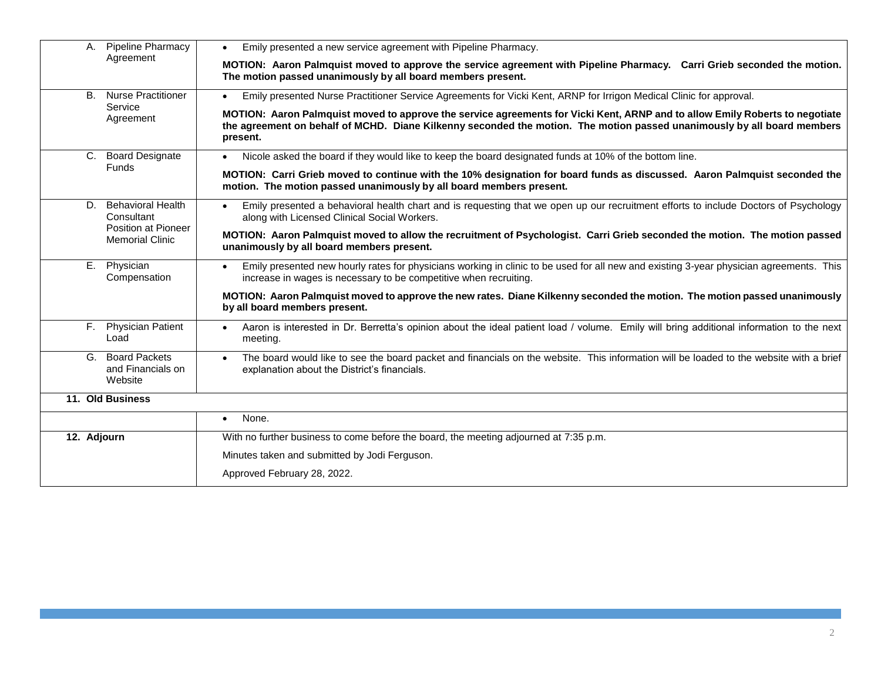| | |
|---|---|
| A. Pipeline Pharmacy Agreement | • Emily presented a new service agreement with Pipeline Pharmacy.<br><br>**MOTION: Aaron Palmquist moved to approve the service agreement with Pipeline Pharmacy. Carri Grieb seconded the motion. The motion passed unanimously by all board members present.** |
| B. Nurse Practitioner Service Agreement | • Emily presented Nurse Practitioner Service Agreements for Vicki Kent, ARNP for Irrigon Medical Clinic for approval.<br><br>**MOTION: Aaron Palmquist moved to approve the service agreements for Vicki Kent, ARNP and to allow Emily Roberts to negotiate the agreement on behalf of MCHD. Diane Kilkenny seconded the motion. The motion passed unanimously by all board members present.** |
| C. Board Designate Funds | • Nicole asked the board if they would like to keep the board designated funds at 10% of the bottom line.<br><br>**MOTION: Carri Grieb moved to continue with the 10% designation for board funds as discussed. Aaron Palmquist seconded the motion. The motion passed unanimously by all board members present.** |
| D. Behavioral Health Consultant Position at Pioneer Memorial Clinic | • Emily presented a behavioral health chart and is requesting that we open up our recruitment efforts to include Doctors of Psychology along with Licensed Clinical Social Workers.<br><br>**MOTION: Aaron Palmquist moved to allow the recruitment of Psychologist. Carri Grieb seconded the motion. The motion passed unanimously by all board members present.** |
| E. Physician Compensation | • Emily presented new hourly rates for physicians working in clinic to be used for all new and existing 3-year physician agreements. This increase in wages is necessary to be competitive when recruiting.<br><br>**MOTION: Aaron Palmquist moved to approve the new rates. Diane Kilkenny seconded the motion. The motion passed unanimously by all board members present.** |
| F. Physician Patient Load | • Aaron is interested in Dr. Berretta's opinion about the ideal patient load / volume. Emily will bring additional information to the next meeting. |
| G. Board Packets and Financials on Website | • The board would like to see the board packet and financials on the website. This information will be loaded to the website with a brief explanation about the District's financials. |
| **11. Old Business** | |
| | • None. |
| **12. Adjourn** | With no further business to come before the board, the meeting adjourned at 7:35 p.m.<br><br>Minutes taken and submitted by Jodi Ferguson.<br><br>Approved February 28, 2022. |